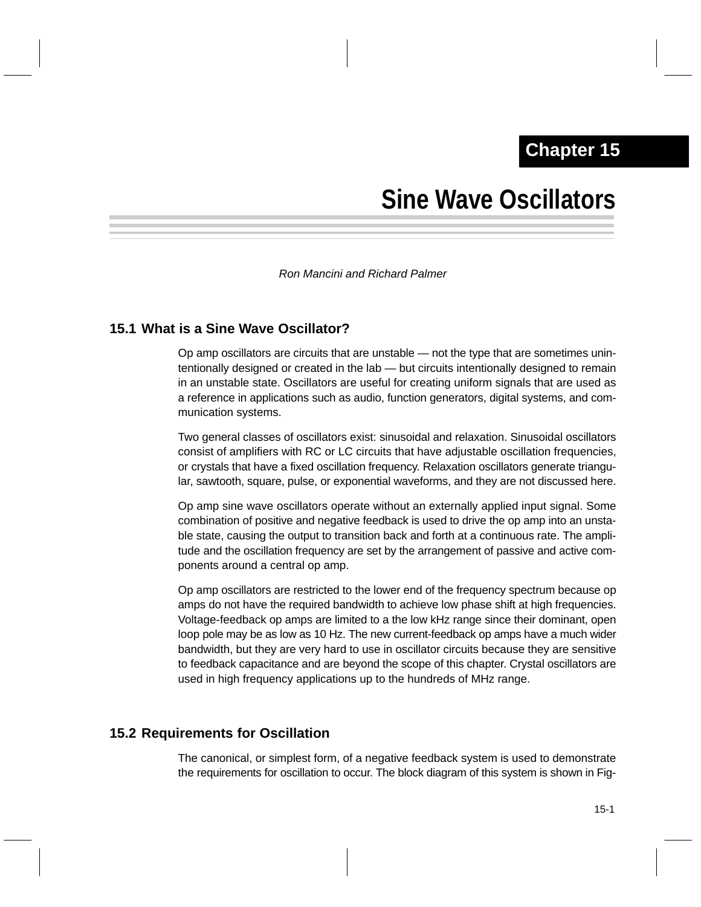# Chapter 15

# Sine Wave Oscillators

*Ron Mancini and Richard Palmer*

## 15.1 What is a Sine Wave Oscillator?

Op amp oscillators are circuits that are unstable — not the type that are sometimes unintentionally designed or created in the lab — but circuits intentionally designed to remain in an unstable state. Oscillators are useful for creating uniform signals that are used as a reference in applications such as audio, function generators, digital systems, and communication systems.

Two general classes of oscillators exist: sinusoidal and relaxation. Sinusoidal oscillators consist of amplifiers with RC or LC circuits that have adjustable oscillation frequencies, or crystals that have a fixed oscillation frequency. Relaxation oscillators generate triangular, sawtooth, square, pulse, or exponential waveforms, and they are not discussed here.

Op amp sine wave oscillators operate without an externally applied input signal. Some combination of positive and negative feedback is used to drive the op amp into an unstable state, causing the output to transition back and forth at a continuous rate. The amplitude and the oscillation frequency are set by the arrangement of passive and active components around a central op amp.

Op amp oscillators are restricted to the lower end of the frequency spectrum because op amps do not have the required bandwidth to achieve low phase shift at high frequencies. Voltage-feedback op amps are limited to a the low kHz range since their dominant, open loop pole may be as low as 10 Hz. The new current-feedback op amps have a much wider bandwidth, but they are very hard to use in oscillator circuits because they are sensitive to feedback capacitance and are beyond the scope of this chapter. Crystal oscillators are used in high frequency applications up to the hundreds of MHz range.

## 15.2 Requirements for Oscillation

The canonical, or simplest form, of a negative feedback system is used to demonstrate the requirements for oscillation to occur. The block diagram of this system is shown in Fig-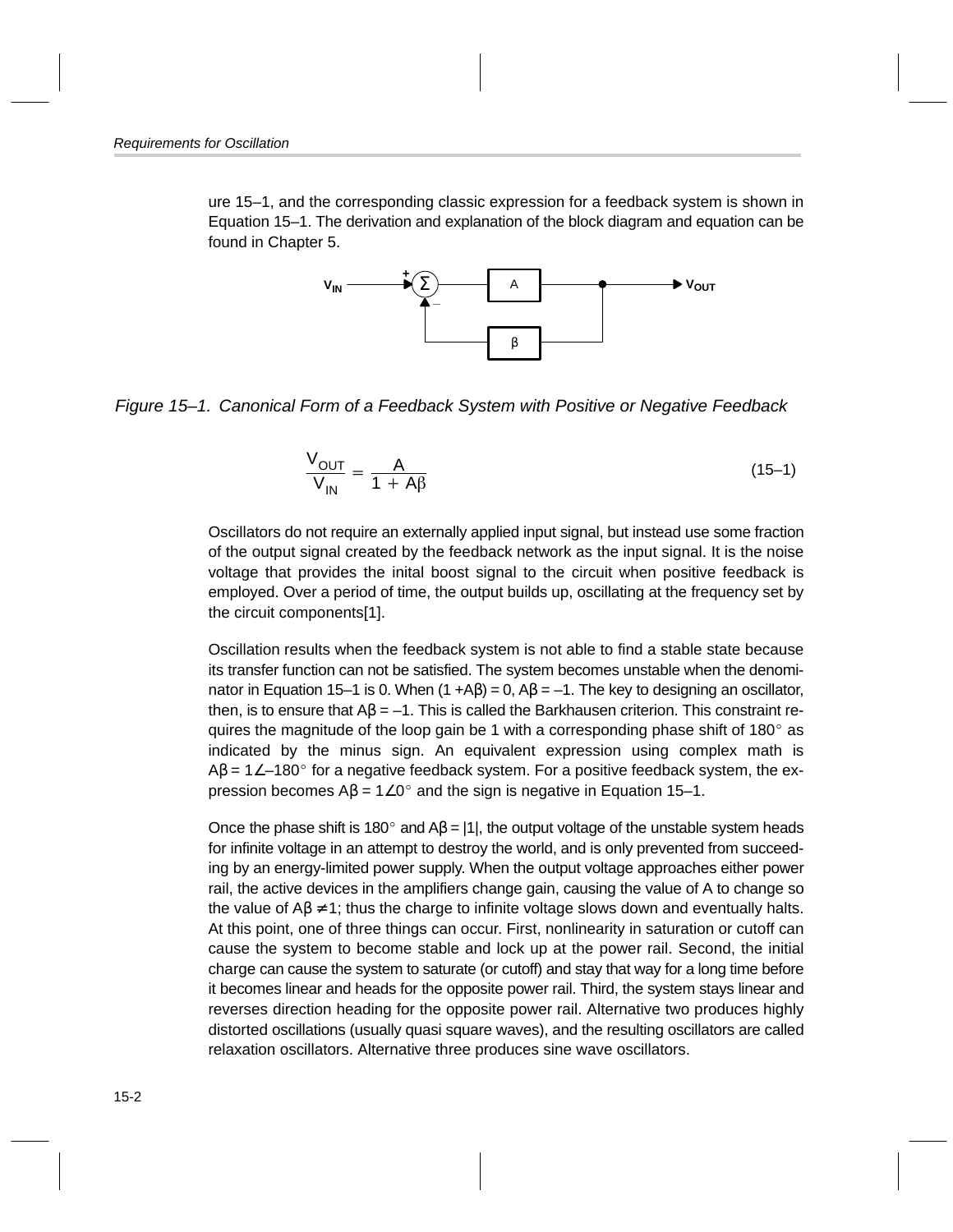ure 15–1, and the corresponding classic expression for a feedback system is shown in Equation 15–1. The derivation and explanation of the block diagram and equation can be found in Chapter 5.

Figure 15–1. Canonical Form of a Feedback System with Positive or Negative Feedback

$$\frac{V_{OUT}}{V_{IN}} = \frac{A}{1 + A\beta} \tag{15–1}$$

Oscillators do not require an externally applied input signal, but instead use some fraction of the output signal created by the feedback network as the input signal. It is the noise voltage that provides the inital boost signal to the circuit when positive feedback is employed. Over a period of time, the output builds up, oscillating at the frequency set by the circuit components[1].

Oscillation results when the feedback system is not able to find a stable state because its transfer function can not be satisfied. The system becomes unstable when the denominator in Equation 15–1 is 0. When $(1 + A\beta) = 0$, $A\beta = -1$. The key to designing an oscillator, then, is to ensure that $A\beta = -1$. This is called the Barkhausen criterion. This constraint requires the magnitude of the loop gain be 1 with a corresponding phase shift of 180° as indicated by the minus sign. An equivalent expression using complex math is $A\beta = 1\angle{-180°}$ for a negative feedback system. For a positive feedback system, the expression becomes $A\beta = 1\angle{0°}$ and the sign is negative in Equation 15–1.

Once the phase shift is 180° and $A\beta = |1|$, the output voltage of the unstable system heads for infinite voltage in an attempt to destroy the world, and is only prevented from succeeding by an energy-limited power supply. When the output voltage approaches either power rail, the active devices in the amplifiers change gain, causing the value of A to change so the value of $A\beta \neq 1$; thus the charge to infinite voltage slows down and eventually halts. At this point, one of three things can occur. First, nonlinearity in saturation or cutoff can cause the system to become stable and lock up at the power rail. Second, the initial charge can cause the system to saturate (or cutoff) and stay that way for a long time before it becomes linear and heads for the opposite power rail. Third, the system stays linear and reverses direction heading for the opposite power rail. Alternative two produces highly distorted oscillations (usually quasi square waves), and the resulting oscillators are called relaxation oscillators. Alternative three produces sine wave oscillators.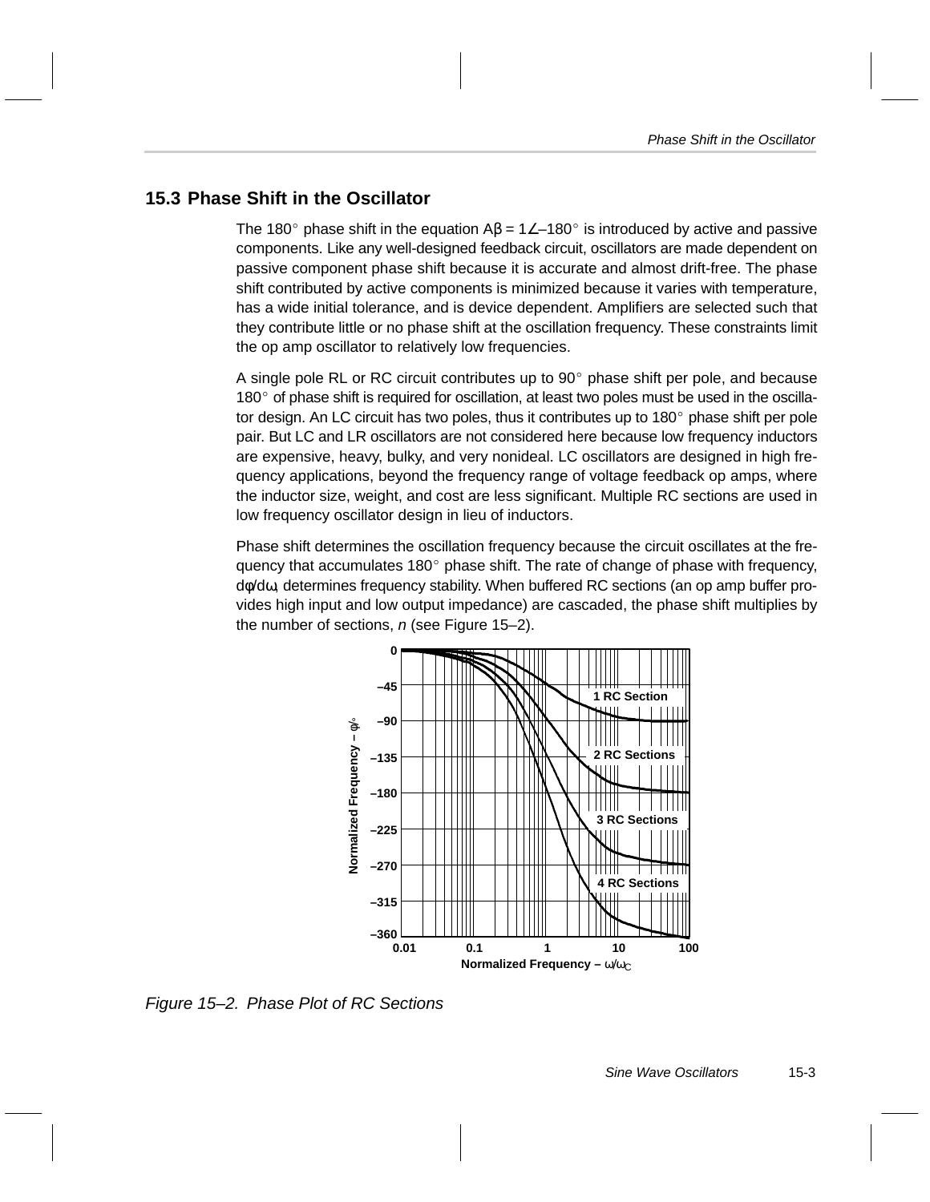## 15.3 Phase Shift in the Oscillator

The 180° phase shift in the equation $A\beta = 1\angle{-180°}$ is introduced by active and passive components. Like any well-designed feedback circuit, oscillators are made dependent on passive component phase shift because it is accurate and almost drift-free. The phase shift contributed by active components is minimized because it varies with temperature, has a wide initial tolerance, and is device dependent. Amplifiers are selected such that they contribute little or no phase shift at the oscillation frequency. These constraints limit the op amp oscillator to relatively low frequencies.

A single pole RL or RC circuit contributes up to 90° phase shift per pole, and because 180° of phase shift is required for oscillation, at least two poles must be used in the oscillator design. An LC circuit has two poles, thus it contributes up to 180° phase shift per pole pair. But LC and LR oscillators are not considered here because low frequency inductors are expensive, heavy, bulky, and very nonideal. LC oscillators are designed in high frequency applications, beyond the frequency range of voltage feedback op amps, where the inductor size, weight, and cost are less significant. Multiple RC sections are used in low frequency oscillator design in lieu of inductors.

Phase shift determines the oscillation frequency because the circuit oscillates at the frequency that accumulates 180° phase shift. The rate of change of phase with frequency, $d\phi/d\omega$, determines frequency stability. When buffered RC sections (an op amp buffer provides high input and low output impedance) are cascaded, the phase shift multiplies by the number of sections, *n* (see Figure 15–2).

*Figure 15–2. Phase Plot of RC Sections*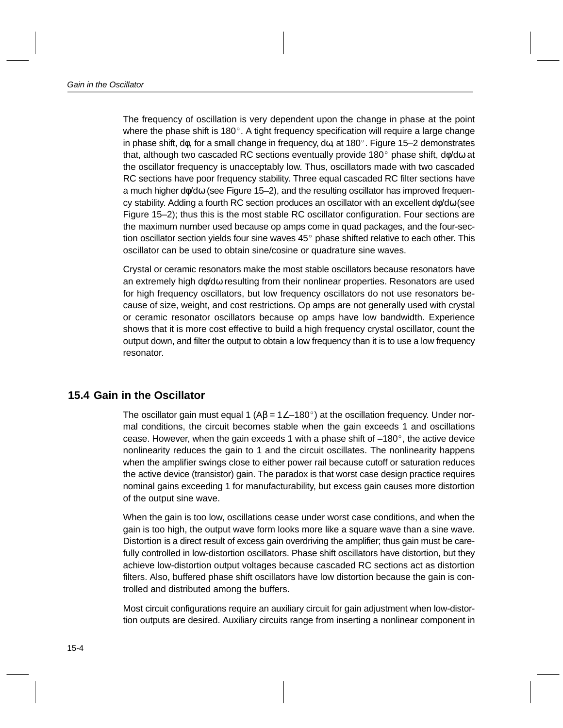The frequency of oscillation is very dependent upon the change in phase at the point where the phase shift is 180°. A tight frequency specification will require a large change in phase shift, $d\phi$, for a small change in frequency, $d\omega$, at 180°. Figure 15–2 demonstrates that, although two cascaded RC sections eventually provide 180° phase shift, $d\phi/d\omega$ at the oscillator frequency is unacceptably low. Thus, oscillators made with two cascaded RC sections have poor frequency stability. Three equal cascaded RC filter sections have a much higher $d\phi/d\omega$ (see Figure 15–2), and the resulting oscillator has improved frequency stability. Adding a fourth RC section produces an oscillator with an excellent $d\phi/d\omega$ (see Figure 15–2); thus this is the most stable RC oscillator configuration. Four sections are the maximum number used because op amps come in quad packages, and the four-section oscillator section yields four sine waves 45° phase shifted relative to each other. This oscillator can be used to obtain sine/cosine or quadrature sine waves.

Crystal or ceramic resonators make the most stable oscillators because resonators have an extremely high $d\phi/d\omega$ resulting from their nonlinear properties. Resonators are used for high frequency oscillators, but low frequency oscillators do not use resonators because of size, weight, and cost restrictions. Op amps are not generally used with crystal or ceramic resonator oscillators because op amps have low bandwidth. Experience shows that it is more cost effective to build a high frequency crystal oscillator, count the output down, and filter the output to obtain a low frequency than it is to use a low frequency resonator.

## 15.4 Gain in the Oscillator

The oscillator gain must equal 1 ($A\beta = 1\angle{-180°}$) at the oscillation frequency. Under normal conditions, the circuit becomes stable when the gain exceeds 1 and oscillations cease. However, when the gain exceeds 1 with a phase shift of –180°, the active device nonlinearity reduces the gain to 1 and the circuit oscillates. The nonlinearity happens when the amplifier swings close to either power rail because cutoff or saturation reduces the active device (transistor) gain. The paradox is that worst case design practice requires nominal gains exceeding 1 for manufacturability, but excess gain causes more distortion of the output sine wave.

When the gain is too low, oscillations cease under worst case conditions, and when the gain is too high, the output wave form looks more like a square wave than a sine wave. Distortion is a direct result of excess gain overdriving the amplifier; thus gain must be carefully controlled in low-distortion oscillators. Phase shift oscillators have distortion, but they achieve low-distortion output voltages because cascaded RC sections act as distortion filters. Also, buffered phase shift oscillators have low distortion because the gain is controlled and distributed among the buffers.

Most circuit configurations require an auxiliary circuit for gain adjustment when low-distortion outputs are desired. Auxiliary circuits range from inserting a nonlinear component in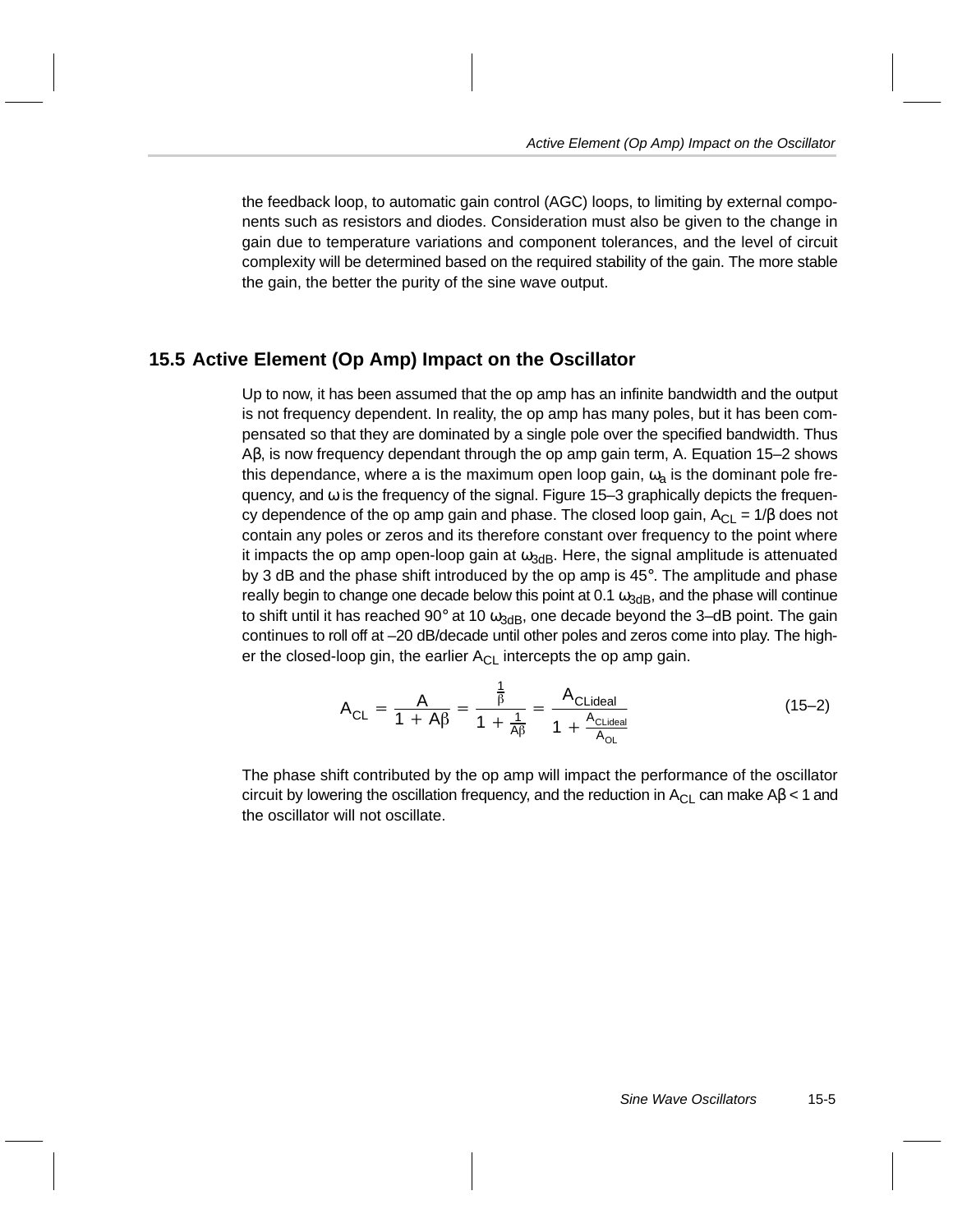the feedback loop, to automatic gain control (AGC) loops, to limiting by external components such as resistors and diodes. Consideration must also be given to the change in gain due to temperature variations and component tolerances, and the level of circuit complexity will be determined based on the required stability of the gain. The more stable the gain, the better the purity of the sine wave output.

## 15.5 Active Element (Op Amp) Impact on the Oscillator

Up to now, it has been assumed that the op amp has an infinite bandwidth and the output is not frequency dependent. In reality, the op amp has many poles, but it has been compensated so that they are dominated by a single pole over the specified bandwidth. Thus $A\beta$, is now frequency dependant through the op amp gain term, A. Equation 15–2 shows this dependance, where a is the maximum open loop gain, $\omega_a$ is the dominant pole frequency, and $\omega$ is the frequency of the signal. Figure 15–3 graphically depicts the frequency dependence of the op amp gain and phase. The closed loop gain, $A_{CL} = 1/\beta$ does not contain any poles or zeros and its therefore constant over frequency to the point where it impacts the op amp open-loop gain at $\omega_{3dB}$. Here, the signal amplitude is attenuated by 3 dB and the phase shift introduced by the op amp is 45°. The amplitude and phase really begin to change one decade below this point at 0.1 $\omega_{3dB}$, and the phase will continue to shift until it has reached 90° at 10 $\omega_{3dB}$, one decade beyond the 3–dB point. The gain continues to roll off at –20 dB/decade until other poles and zeros come into play. The higher the closed-loop gin, the earlier $A_{CL}$ intercepts the op amp gain.

$$A_{CL} = \frac{A}{1 + A\beta} = \frac{\frac{1}{\beta}}{1 + \frac{1}{A\beta}} = \frac{A_{CLideal}}{1 + \frac{A_{CLideal}}{A_{OL}}} \tag{15–2}$$

The phase shift contributed by the op amp will impact the performance of the oscillator circuit by lowering the oscillation frequency, and the reduction in $A_{CL}$ can make $A\beta < 1$ and the oscillator will not oscillate.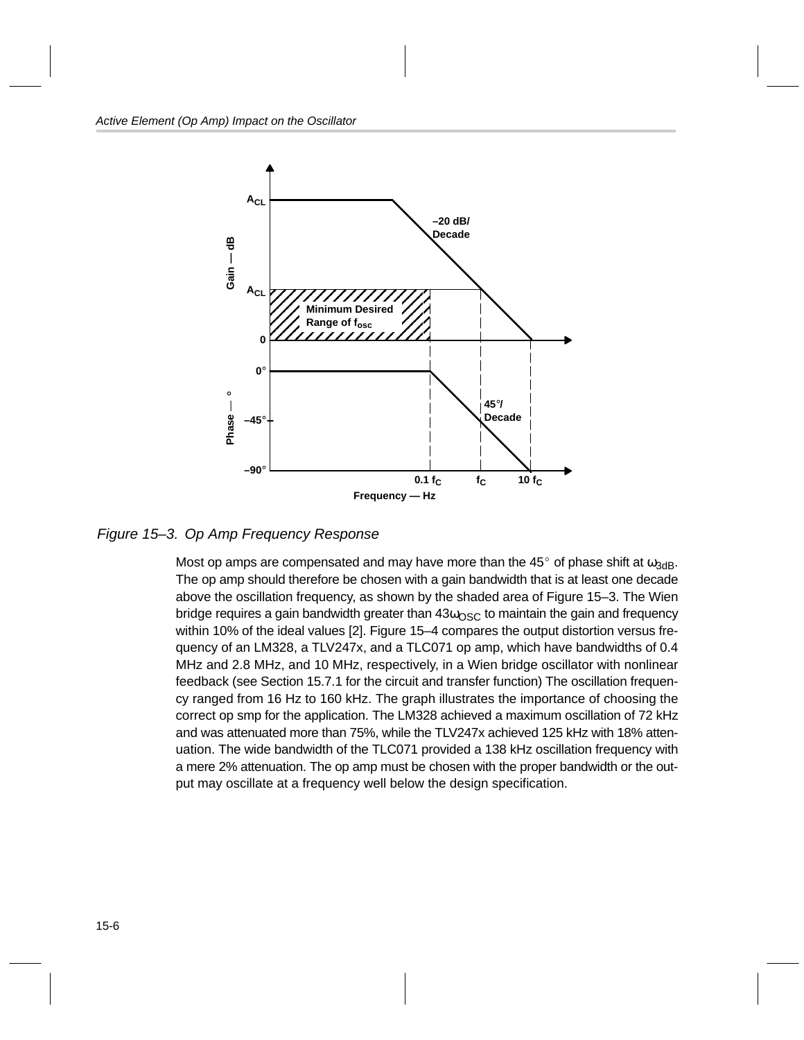Figure 15–3. Op Amp Frequency Response

Most op amps are compensated and may have more than the 45° of phase shift at $\omega_{3dB}$. The op amp should therefore be chosen with a gain bandwidth that is at least one decade above the oscillation frequency, as shown by the shaded area of Figure 15–3. The Wien bridge requires a gain bandwidth greater than $43\omega_{OSC}$ to maintain the gain and frequency within 10% of the ideal values [2]. Figure 15–4 compares the output distortion versus frequency of an LM328, a TLV247x, and a TLC071 op amp, which have bandwidths of 0.4 MHz and 2.8 MHz, and 10 MHz, respectively, in a Wien bridge oscillator with nonlinear feedback (see Section 15.7.1 for the circuit and transfer function) The oscillation frequency ranged from 16 Hz to 160 kHz. The graph illustrates the importance of choosing the correct op smp for the application. The LM328 achieved a maximum oscillation of 72 kHz and was attenuated more than 75%, while the TLV247x achieved 125 kHz with 18% attenuation. The wide bandwidth of the TLC071 provided a 138 kHz oscillation frequency with a mere 2% attenuation. The op amp must be chosen with the proper bandwidth or the output may oscillate at a frequency well below the design specification.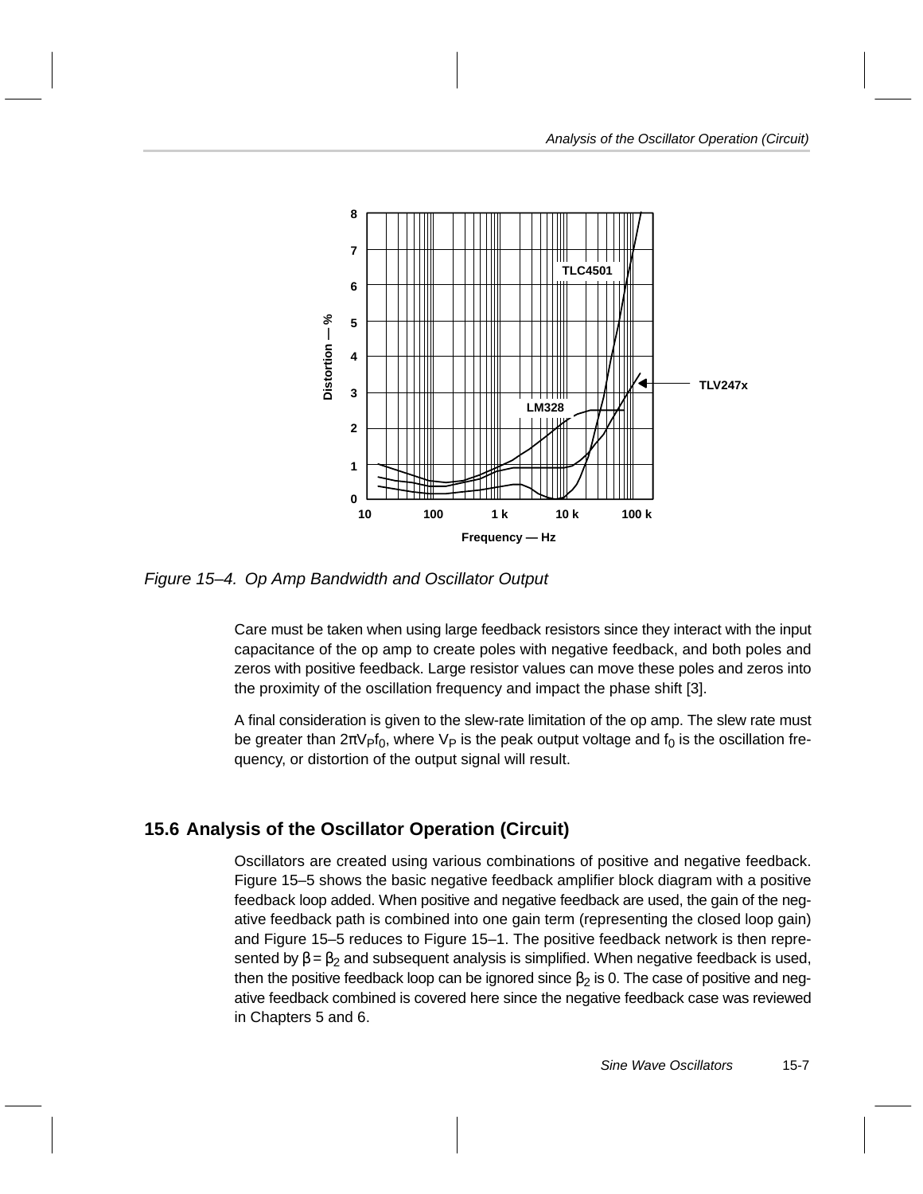Figure 15–4. Op Amp Bandwidth and Oscillator Output

Care must be taken when using large feedback resistors since they interact with the input capacitance of the op amp to create poles with negative feedback, and both poles and zeros with positive feedback. Large resistor values can move these poles and zeros into the proximity of the oscillation frequency and impact the phase shift [3].

A final consideration is given to the slew-rate limitation of the op amp. The slew rate must be greater than $2\pi V_P f_0$, where $V_P$ is the peak output voltage and $f_0$ is the oscillation frequency, or distortion of the output signal will result.

## 15.6 Analysis of the Oscillator Operation (Circuit)

Oscillators are created using various combinations of positive and negative feedback. Figure 15–5 shows the basic negative feedback amplifier block diagram with a positive feedback loop added. When positive and negative feedback are used, the gain of the negative feedback path is combined into one gain term (representing the closed loop gain) and Figure 15–5 reduces to Figure 15–1. The positive feedback network is then represented by $\beta = \beta_2$ and subsequent analysis is simplified. When negative feedback is used, then the positive feedback loop can be ignored since $\beta_2$ is 0. The case of positive and negative feedback combined is covered here since the negative feedback case was reviewed in Chapters 5 and 6.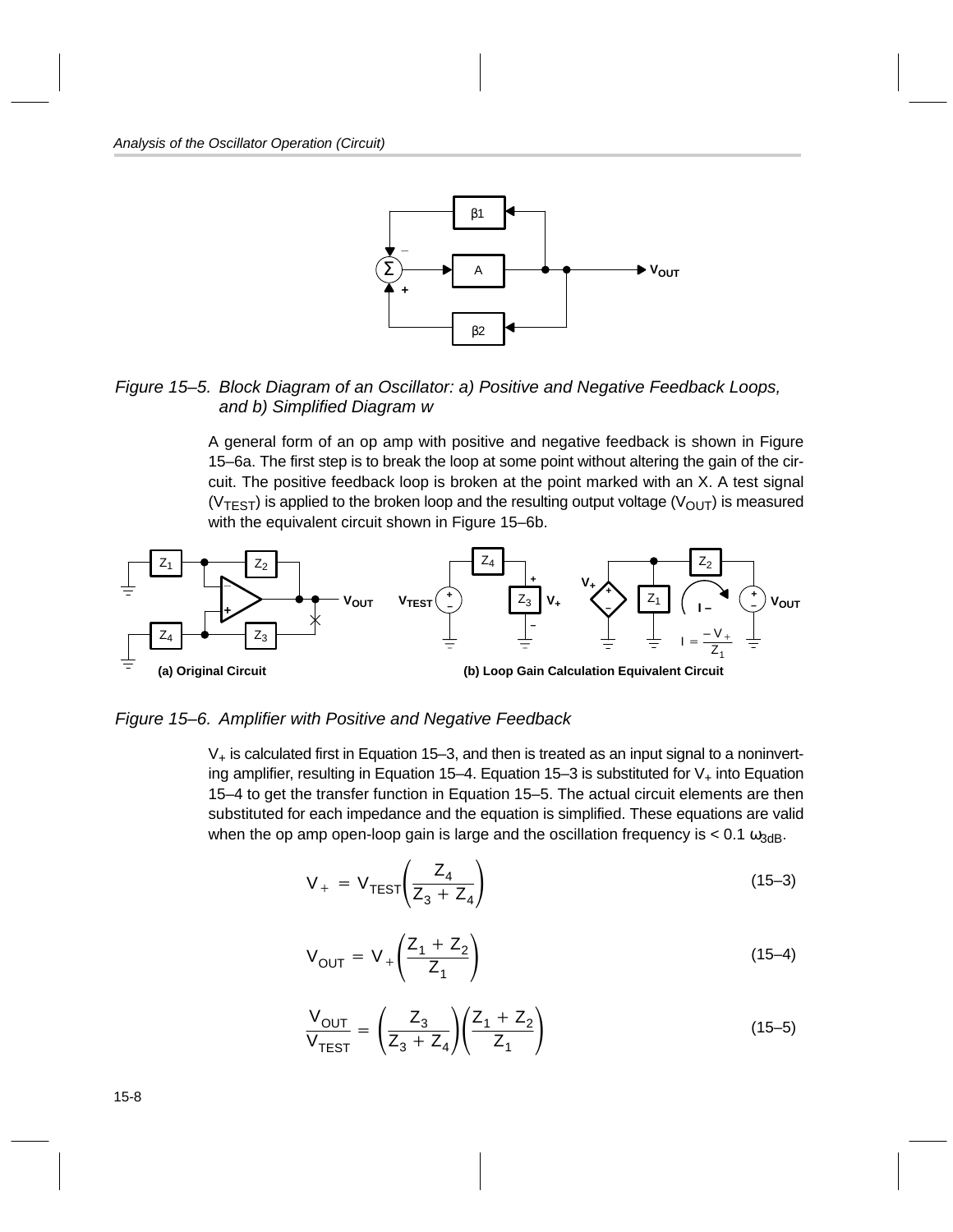Figure 15–5. Block Diagram of an Oscillator: a) Positive and Negative Feedback Loops, and b) Simplified Diagram w

A general form of an op amp with positive and negative feedback is shown in Figure 15–6a. The first step is to break the loop at some point without altering the gain of the circuit. The positive feedback loop is broken at the point marked with an X. A test signal ($V_{TEST}$) is applied to the broken loop and the resulting output voltage ($V_{OUT}$) is measured with the equivalent circuit shown in Figure 15–6b.

(a) Original Circuit

(b) Loop Gain Calculation Equivalent Circuit

Figure 15–6. Amplifier with Positive and Negative Feedback

$V_+$ is calculated first in Equation 15–3, and then is treated as an input signal to a noninverting amplifier, resulting in Equation 15–4. Equation 15–3 is substituted for $V_+$ into Equation 15–4 to get the transfer function in Equation 15–5. The actual circuit elements are then substituted for each impedance and the equation is simplified. These equations are valid when the op amp open-loop gain is large and the oscillation frequency is < 0.1 $\omega_{3dB}$.

$$V_+ = V_{TEST}\left(\frac{Z_4}{Z_3 + Z_4}\right) \tag{15–3}$$

$$V_{OUT} = V_+\left(\frac{Z_1 + Z_2}{Z_1}\right) \tag{15–4}$$

$$\frac{V_{OUT}}{V_{TEST}} = \left(\frac{Z_3}{Z_3 + Z_4}\right)\left(\frac{Z_1 + Z_2}{Z_1}\right) \tag{15–5}$$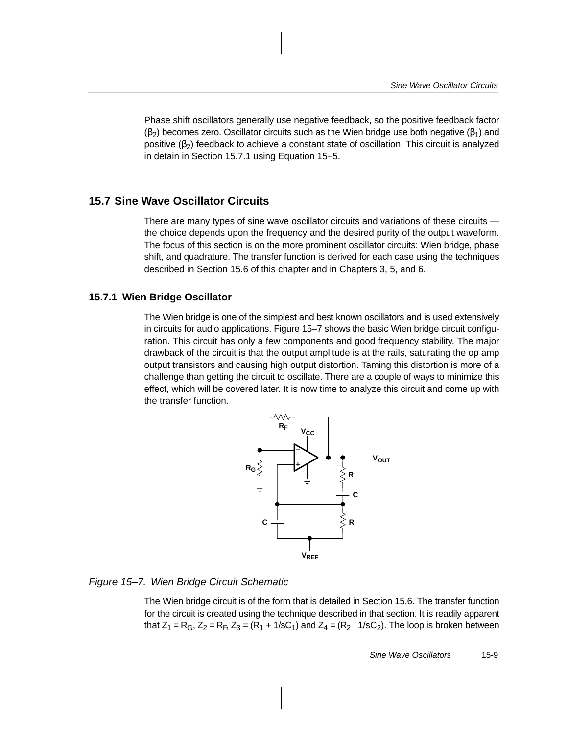Phase shift oscillators generally use negative feedback, so the positive feedback factor ($\beta_2$) becomes zero. Oscillator circuits such as the Wien bridge use both negative ($\beta_1$) and positive ($\beta_2$) feedback to achieve a constant state of oscillation. This circuit is analyzed in detain in Section 15.7.1 using Equation 15–5.

## 15.7 Sine Wave Oscillator Circuits

There are many types of sine wave oscillator circuits and variations of these circuits — the choice depends upon the frequency and the desired purity of the output waveform. The focus of this section is on the more prominent oscillator circuits: Wien bridge, phase shift, and quadrature. The transfer function is derived for each case using the techniques described in Section 15.6 of this chapter and in Chapters 3, 5, and 6.

### 15.7.1 Wien Bridge Oscillator

The Wien bridge is one of the simplest and best known oscillators and is used extensively in circuits for audio applications. Figure 15–7 shows the basic Wien bridge circuit configuration. This circuit has only a few components and good frequency stability. The major drawback of the circuit is that the output amplitude is at the rails, saturating the op amp output transistors and causing high output distortion. Taming this distortion is more of a challenge than getting the circuit to oscillate. There are a couple of ways to minimize this effect, which will be covered later. It is now time to analyze this circuit and come up with the transfer function.

*Figure 15–7. Wien Bridge Circuit Schematic*

The Wien bridge circuit is of the form that is detailed in Section 15.6. The transfer function for the circuit is created using the technique described in that section. It is readily apparent that $Z_1 = R_G$, $Z_2 = R_F$, $Z_3 = (R_1 + 1/sC_1)$ and $Z_4 = (R_2 \parallel 1/sC_2)$. The loop is broken between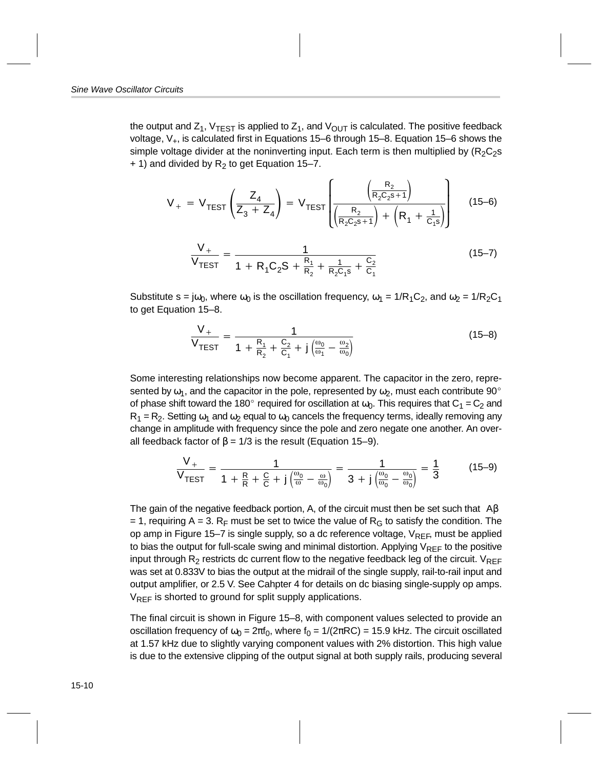the output and $Z_1$, $V_{TEST}$ is applied to $Z_1$, and $V_{OUT}$ is calculated. The positive feedback voltage, $V_+$, is calculated first in Equations 15–6 through 15–8. Equation 15–6 shows the simple voltage divider at the noninverting input. Each term is then multiplied by ($R_2C_2s$ + 1) and divided by $R_2$ to get Equation 15–7.

$$V_+ = V_{TEST}\left(\frac{Z_4}{Z_3 + Z_4}\right) = V_{TEST}\left\{\frac{\left(\frac{R_2}{R_2C_2s+1}\right)}{\left(\frac{R_2}{R_2C_2s+1}\right) + \left(R_1 + \frac{1}{C_1s}\right)}\right\} \qquad (15\text{–}6)$$

$$\frac{V_+}{V_{TEST}} = \frac{1}{1 + R_1C_2S + \frac{R_1}{R_2} + \frac{1}{R_2C_1s} + \frac{C_2}{C_1}} \qquad (15\text{–}7)$$

Substitute s = $j\omega_0$, where $\omega_0$ is the oscillation frequency, $\omega_1 = 1/R_1C_2$, and $\omega_2 = 1/R_2C_1$ to get Equation 15–8.

$$\frac{V_+}{V_{TEST}} = \frac{1}{1 + \frac{R_1}{R_2} + \frac{C_2}{C_1} + j\left(\frac{\omega_0}{\omega_1} - \frac{\omega_2}{\omega_0}\right)} \qquad (15\text{–}8)$$

Some interesting relationships now become apparent. The capacitor in the zero, represented by $\omega_1$, and the capacitor in the pole, represented by $\omega_2$, must each contribute 90° of phase shift toward the 180° required for oscillation at $\omega_0$. This requires that $C_1 = C_2$ and $R_1 = R_2$. Setting $\omega_1$ and $\omega_2$ equal to $\omega_0$ cancels the frequency terms, ideally removing any change in amplitude with frequency since the pole and zero negate one another. An overall feedback factor of $\beta = 1/3$ is the result (Equation 15–9).

$$\frac{V_+}{V_{TEST}} = \frac{1}{1 + \frac{R}{R} + \frac{C}{C} + j\left(\frac{\omega_0}{\omega} - \frac{\omega}{\omega_0}\right)} = \frac{1}{3 + j\left(\frac{\omega_0}{\omega_0} - \frac{\omega_0}{\omega_0}\right)} = \frac{1}{3} \qquad (15\text{–}9)$$

The gain of the negative feedback portion, A, of the circuit must then be set such that $A\beta = 1$, requiring A = 3. $R_F$ must be set to twice the value of $R_G$ to satisfy the condition. The op amp in Figure 15–7 is single supply, so a dc reference voltage, $V_{REF}$, must be applied to bias the output for full-scale swing and minimal distortion. Applying $V_{REF}$ to the positive input through $R_2$ restricts dc current flow to the negative feedback leg of the circuit. $V_{REF}$ was set at 0.833V to bias the output at the midrail of the single supply, rail-to-rail input and output amplifier, or 2.5 V. See Cahpter 4 for details on dc biasing single-supply op amps. $V_{REF}$ is shorted to ground for split supply applications.

The final circuit is shown in Figure 15–8, with component values selected to provide an oscillation frequency of $\omega_0 = 2\pi f_0$, where $f_0 = 1/(2\pi RC)$ = 15.9 kHz. The circuit oscillated at 1.57 kHz due to slightly varying component values with 2% distortion. This high value is due to the extensive clipping of the output signal at both supply rails, producing several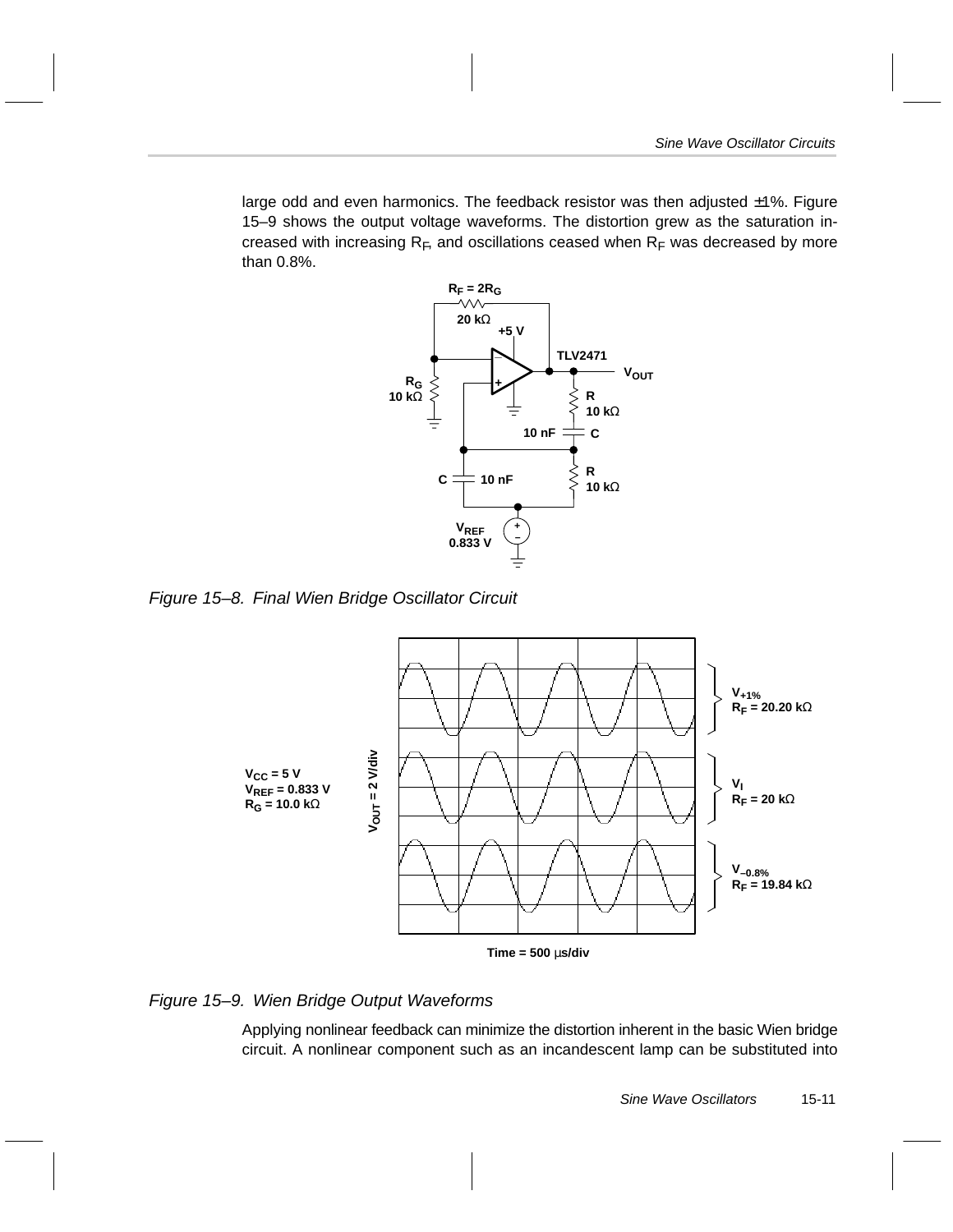large odd and even harmonics. The feedback resistor was then adjusted ±1%. Figure 15–9 shows the output voltage waveforms. The distortion grew as the saturation increased with increasing $R_F$, and oscillations ceased when $R_F$ was decreased by more than 0.8%.

Figure 15–8. Final Wien Bridge Oscillator Circuit

Figure 15–9. Wien Bridge Output Waveforms

Applying nonlinear feedback can minimize the distortion inherent in the basic Wien bridge circuit. A nonlinear component such as an incandescent lamp can be substituted into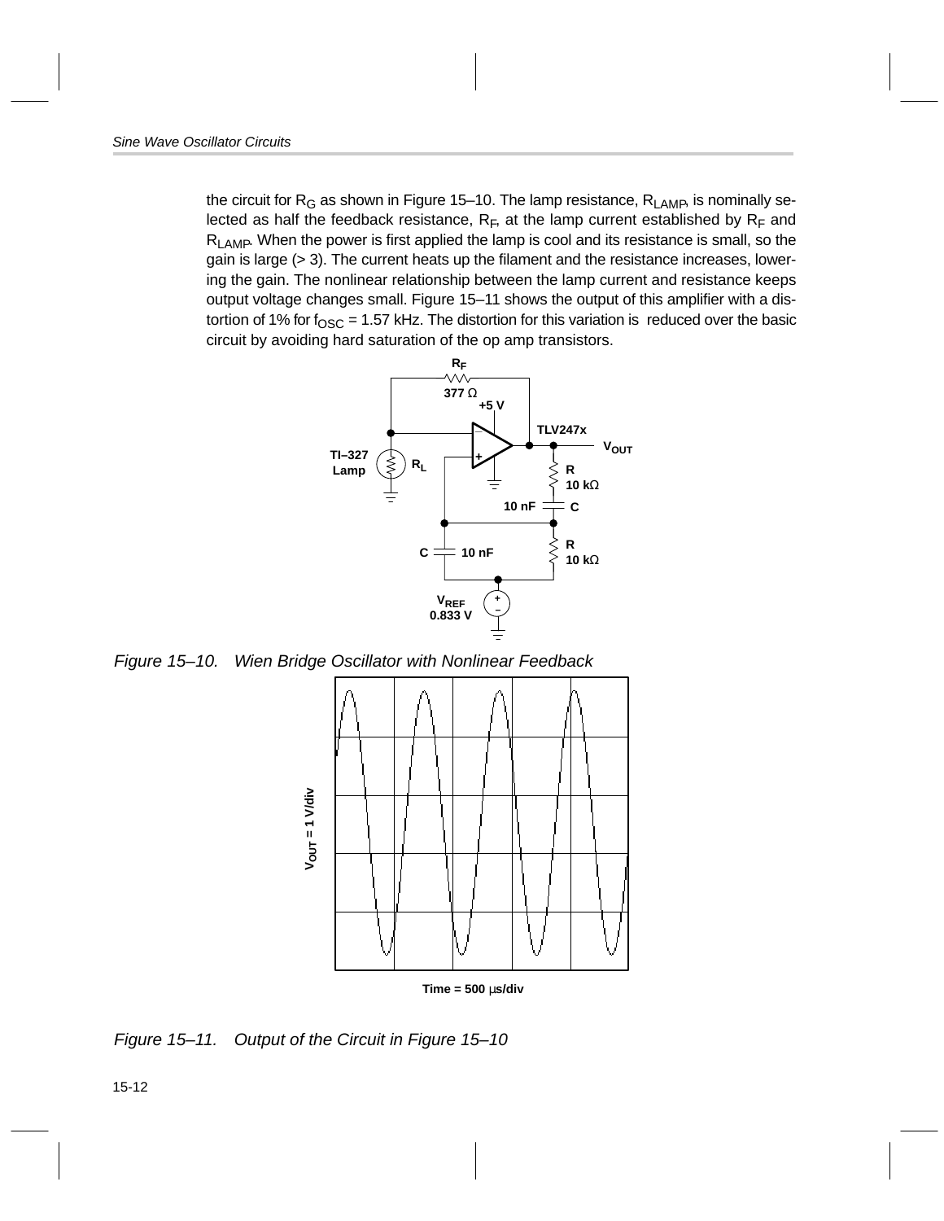the circuit for $R_G$ as shown in Figure 15–10. The lamp resistance, $R_{LAMP}$, is nominally selected as half the feedback resistance, $R_F$, at the lamp current established by $R_F$ and $R_{LAMP}$. When the power is first applied the lamp is cool and its resistance is small, so the gain is large (> 3). The current heats up the filament and the resistance increases, lowering the gain. The nonlinear relationship between the lamp current and resistance keeps output voltage changes small. Figure 15–11 shows the output of this amplifier with a distortion of 1% for $f_{OSC}$ = 1.57 kHz. The distortion for this variation is reduced over the basic circuit by avoiding hard saturation of the op amp transistors.

*Figure 15–10. Wien Bridge Oscillator with Nonlinear Feedback*

*Figure 15–11. Output of the Circuit in Figure 15–10*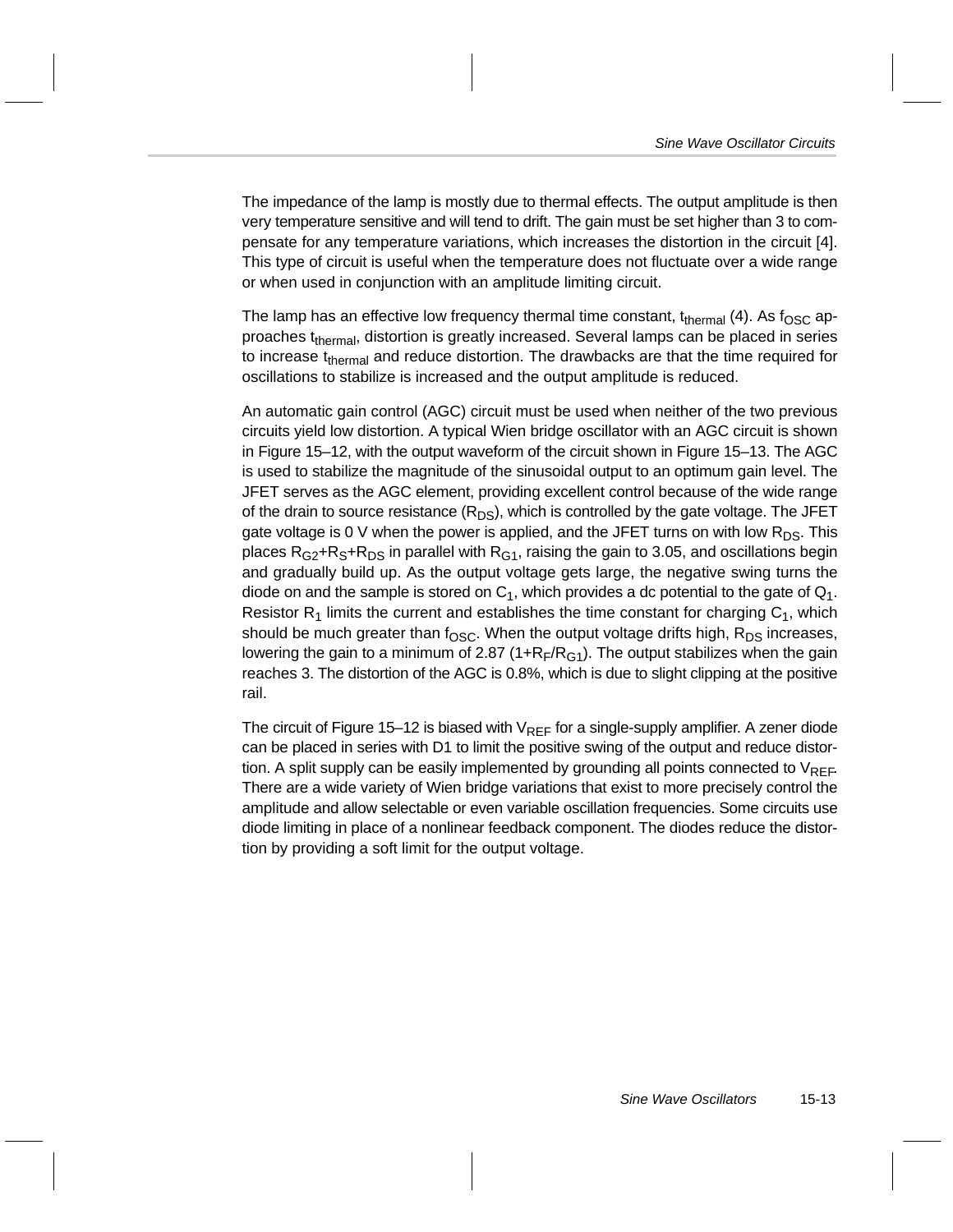The impedance of the lamp is mostly due to thermal effects. The output amplitude is then very temperature sensitive and will tend to drift. The gain must be set higher than 3 to compensate for any temperature variations, which increases the distortion in the circuit [4]. This type of circuit is useful when the temperature does not fluctuate over a wide range or when used in conjunction with an amplitude limiting circuit.

The lamp has an effective low frequency thermal time constant, $t_{thermal}$ (4). As $f_{OSC}$ approaches $t_{thermal}$, distortion is greatly increased. Several lamps can be placed in series to increase $t_{thermal}$ and reduce distortion. The drawbacks are that the time required for oscillations to stabilize is increased and the output amplitude is reduced.

An automatic gain control (AGC) circuit must be used when neither of the two previous circuits yield low distortion. A typical Wien bridge oscillator with an AGC circuit is shown in Figure 15–12, with the output waveform of the circuit shown in Figure 15–13. The AGC is used to stabilize the magnitude of the sinusoidal output to an optimum gain level. The JFET serves as the AGC element, providing excellent control because of the wide range of the drain to source resistance ($R_{DS}$), which is controlled by the gate voltage. The JFET gate voltage is 0 V when the power is applied, and the JFET turns on with low $R_{DS}$. This places $R_{G2}$+$R_S$+$R_{DS}$ in parallel with $R_{G1}$, raising the gain to 3.05, and oscillations begin and gradually build up. As the output voltage gets large, the negative swing turns the diode on and the sample is stored on $C_1$, which provides a dc potential to the gate of $Q_1$. Resistor $R_1$ limits the current and establishes the time constant for charging $C_1$, which should be much greater than $f_{OSC}$. When the output voltage drifts high, $R_{DS}$ increases, lowering the gain to a minimum of 2.87 ($1+R_F/R_{G1}$). The output stabilizes when the gain reaches 3. The distortion of the AGC is 0.8%, which is due to slight clipping at the positive rail.

The circuit of Figure 15–12 is biased with $V_{REF}$ for a single-supply amplifier. A zener diode can be placed in series with D1 to limit the positive swing of the output and reduce distortion. A split supply can be easily implemented by grounding all points connected to $V_{REF}$. There are a wide variety of Wien bridge variations that exist to more precisely control the amplitude and allow selectable or even variable oscillation frequencies. Some circuits use diode limiting in place of a nonlinear feedback component. The diodes reduce the distortion by providing a soft limit for the output voltage.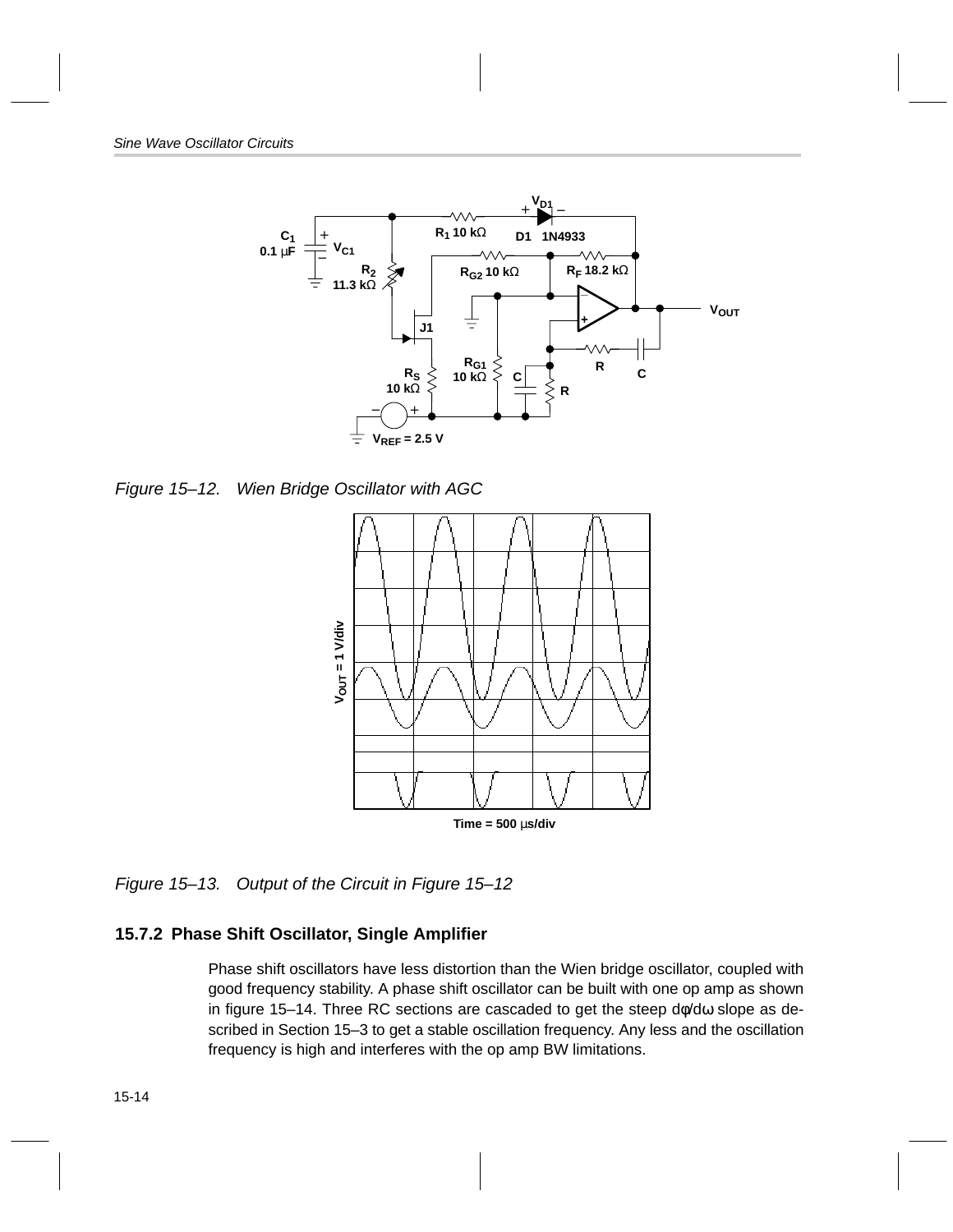Figure 15–12. Wien Bridge Oscillator with AGC

Figure 15–13. Output of the Circuit in Figure 15–12

### 15.7.2 Phase Shift Oscillator, Single Amplifier

Phase shift oscillators have less distortion than the Wien bridge oscillator, coupled with good frequency stability. A phase shift oscillator can be built with one op amp as shown in figure 15–14. Three RC sections are cascaded to get the steep $d\phi/d\omega$ slope as described in Section 15–3 to get a stable oscillation frequency. Any less and the oscillation frequency is high and interferes with the op amp BW limitations.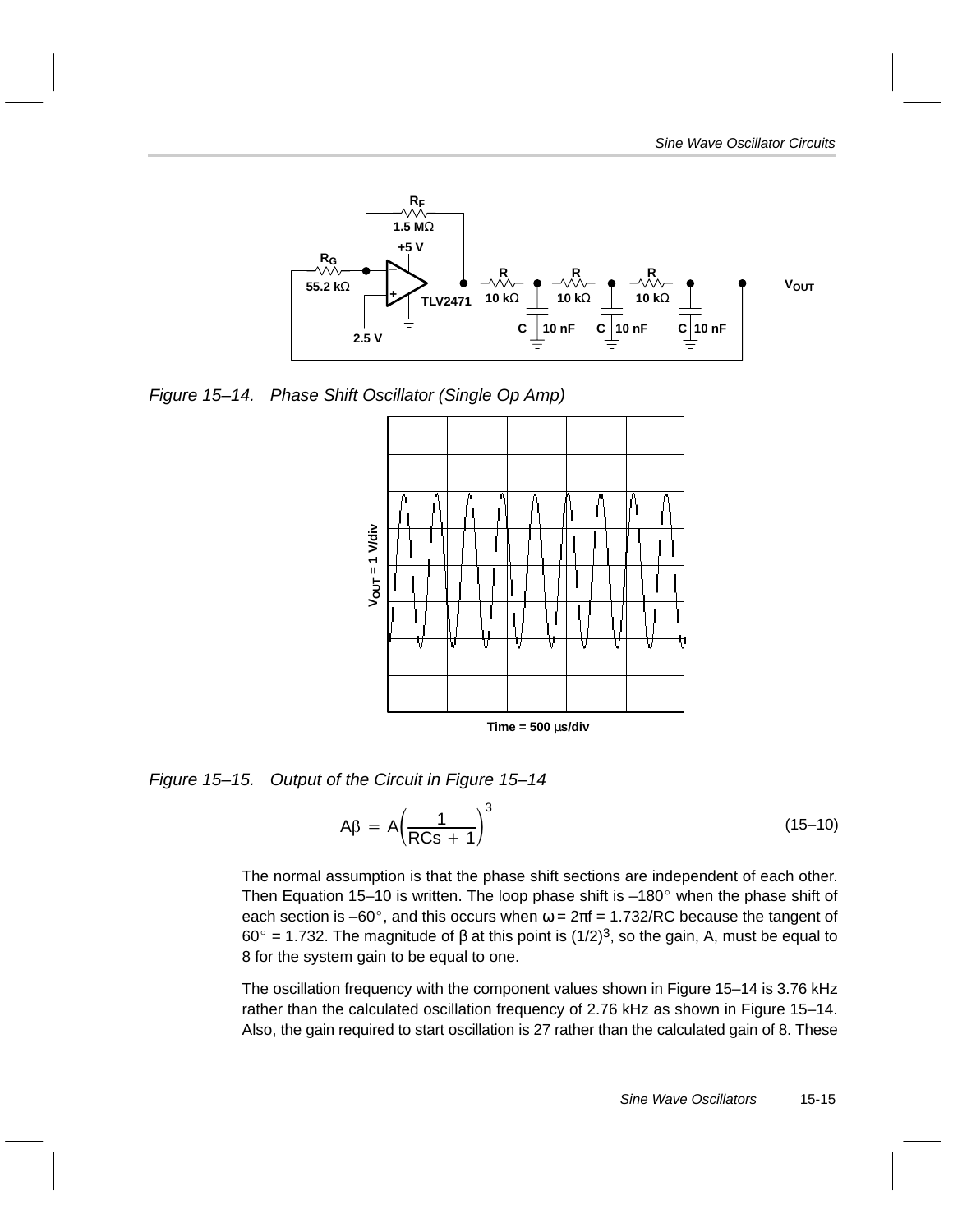Figure 15–14. Phase Shift Oscillator (Single Op Amp)

Figure 15–15. Output of the Circuit in Figure 15–14

$$A\beta = A\left(\frac{1}{RCs + 1}\right)^3 \tag{15–10}$$

The normal assumption is that the phase shift sections are independent of each other. Then Equation 15–10 is written. The loop phase shift is –180° when the phase shift of each section is –60°, and this occurs when $\omega = 2\pi f = 1.732/RC$ because the tangent of 60° = 1.732. The magnitude of $\beta$ at this point is $(1/2)^3$, so the gain, A, must be equal to 8 for the system gain to be equal to one.

The oscillation frequency with the component values shown in Figure 15–14 is 3.76 kHz rather than the calculated oscillation frequency of 2.76 kHz as shown in Figure 15–14. Also, the gain required to start oscillation is 27 rather than the calculated gain of 8. These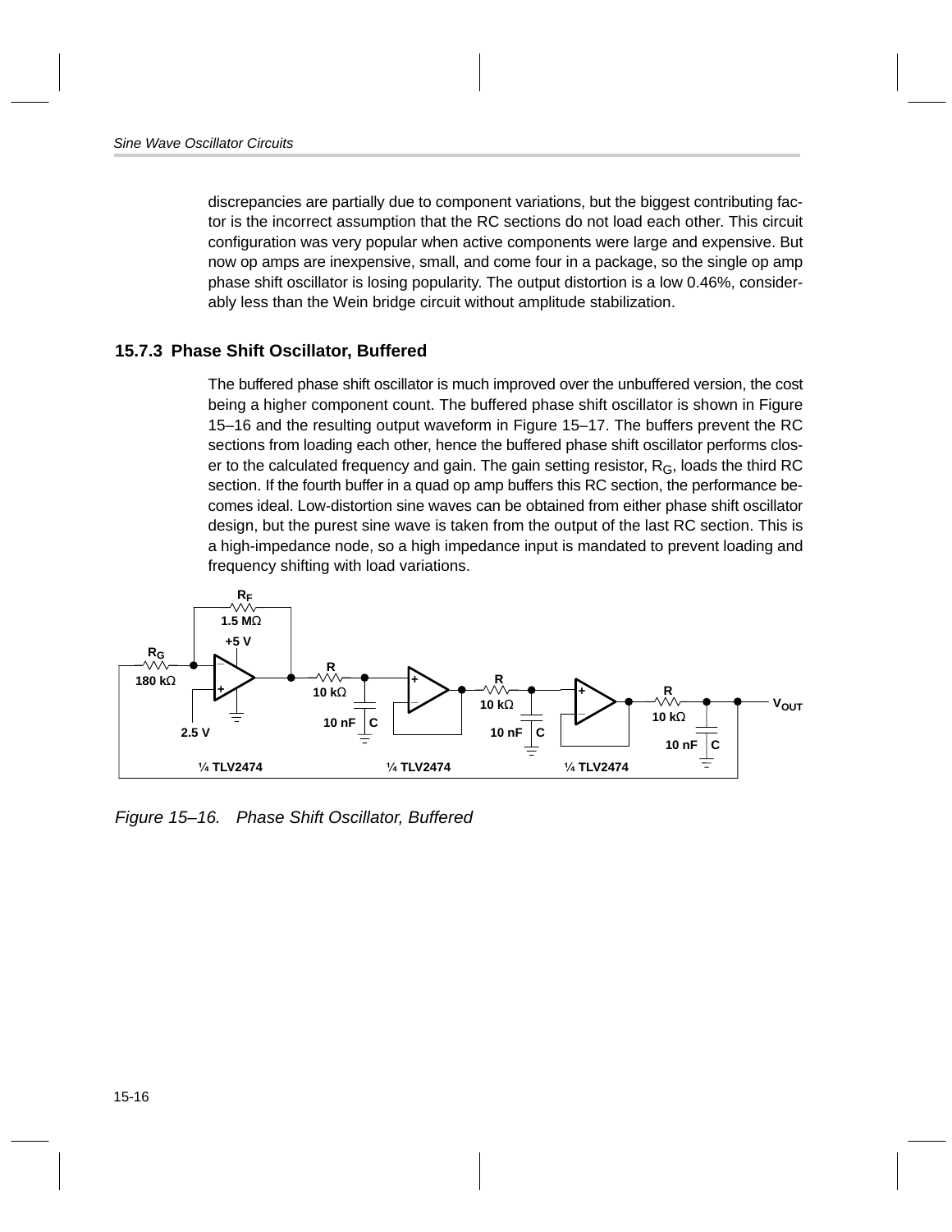discrepancies are partially due to component variations, but the biggest contributing factor is the incorrect assumption that the RC sections do not load each other. This circuit configuration was very popular when active components were large and expensive. But now op amps are inexpensive, small, and come four in a package, so the single op amp phase shift oscillator is losing popularity. The output distortion is a low 0.46%, considerably less than the Wein bridge circuit without amplitude stabilization.

### 15.7.3 Phase Shift Oscillator, Buffered

The buffered phase shift oscillator is much improved over the unbuffered version, the cost being a higher component count. The buffered phase shift oscillator is shown in Figure 15–16 and the resulting output waveform in Figure 15–17. The buffers prevent the RC sections from loading each other, hence the buffered phase shift oscillator performs closer to the calculated frequency and gain. The gain setting resistor, $R_G$, loads the third RC section. If the fourth buffer in a quad op amp buffers this RC section, the performance becomes ideal. Low-distortion sine waves can be obtained from either phase shift oscillator design, but the purest sine wave is taken from the output of the last RC section. This is a high-impedance node, so a high impedance input is mandated to prevent loading and frequency shifting with load variations.

*Figure 15–16. Phase Shift Oscillator, Buffered*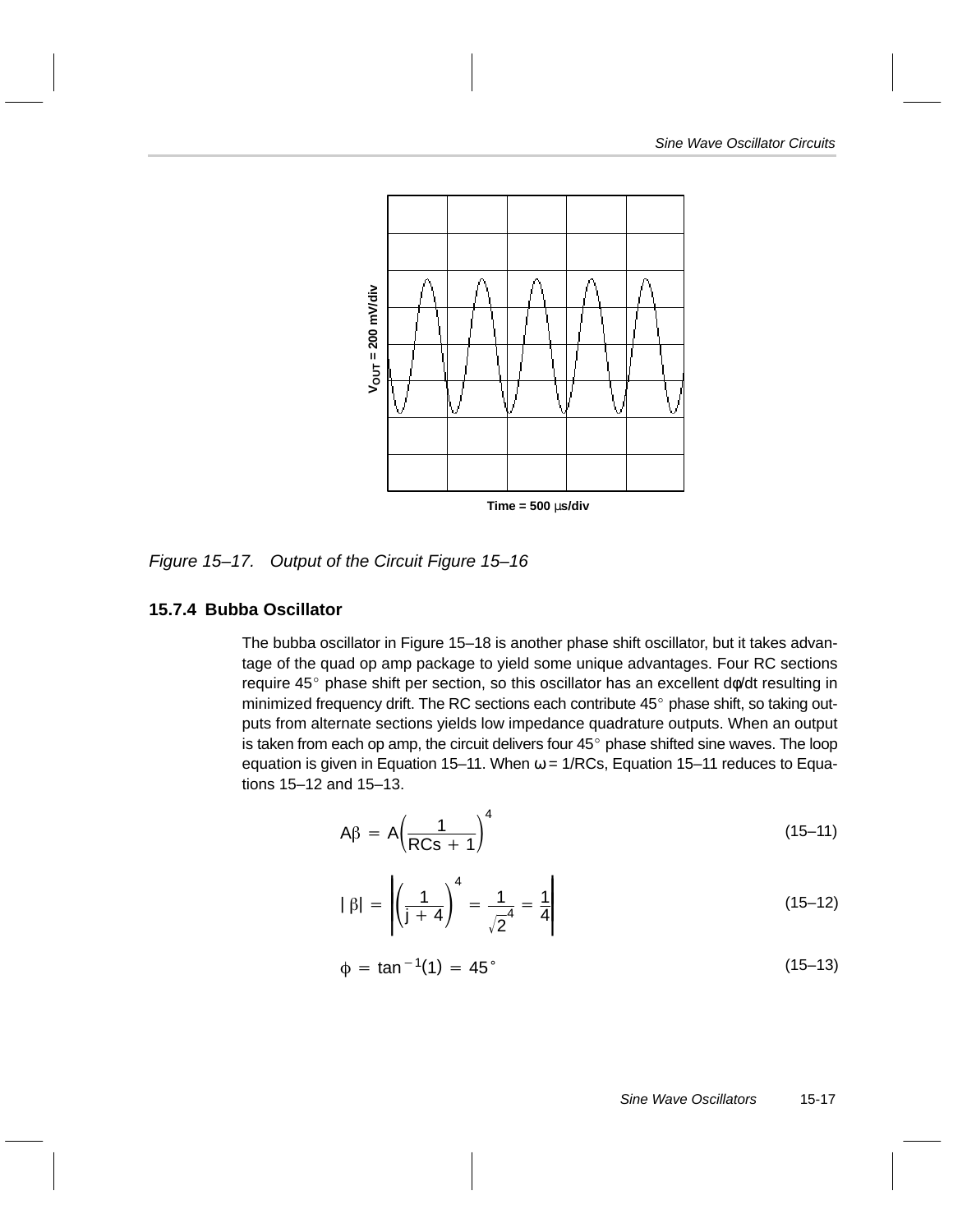Figure 15–17. Output of the Circuit Figure 15–16

### 15.7.4 Bubba Oscillator

The bubba oscillator in Figure 15–18 is another phase shift oscillator, but it takes advantage of the quad op amp package to yield some unique advantages. Four RC sections require 45° phase shift per section, so this oscillator has an excellent dφ/dt resulting in minimized frequency drift. The RC sections each contribute 45° phase shift, so taking outputs from alternate sections yields low impedance quadrature outputs. When an output is taken from each op amp, the circuit delivers four 45° phase shifted sine waves. The loop equation is given in Equation 15–11. When $\omega = 1/RCs$, Equation 15–11 reduces to Equations 15–12 and 15–13.

$$A\beta = A\left(\frac{1}{RCs + 1}\right)^4 \tag{15–11}$$

$$|\,\beta| = \left|\left(\frac{1}{j + 4}\right)^4 = \frac{1}{\sqrt{2}^4} = \frac{1}{4}\right| \tag{15–12}$$

$$\phi = \tan^{-1}(1) = 45^\circ \tag{15–13}$$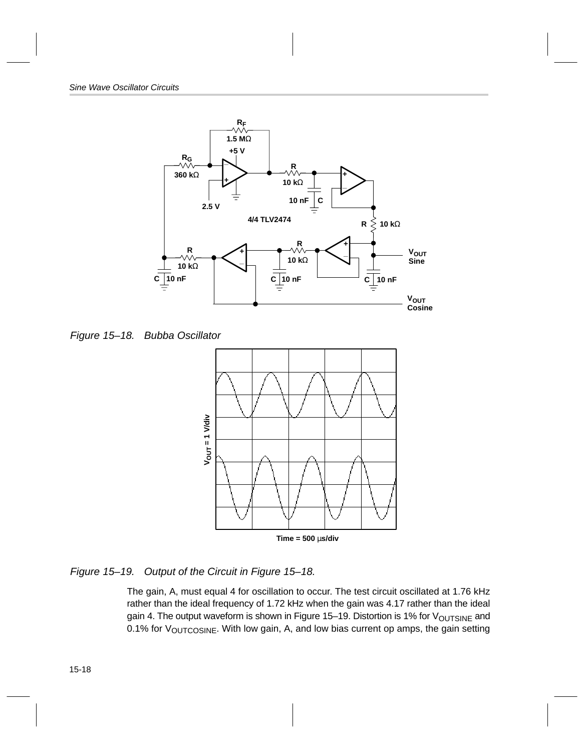Figure 15–18. Bubba Oscillator

Figure 15–19. Output of the Circuit in Figure 15–18.

The gain, A, must equal 4 for oscillation to occur. The test circuit oscillated at 1.76 kHz rather than the ideal frequency of 1.72 kHz when the gain was 4.17 rather than the ideal gain 4. The output waveform is shown in Figure 15–19. Distortion is 1% for $V_{OUTSINE}$ and 0.1% for $V_{OUTCOSINE}$. With low gain, A, and low bias current op amps, the gain setting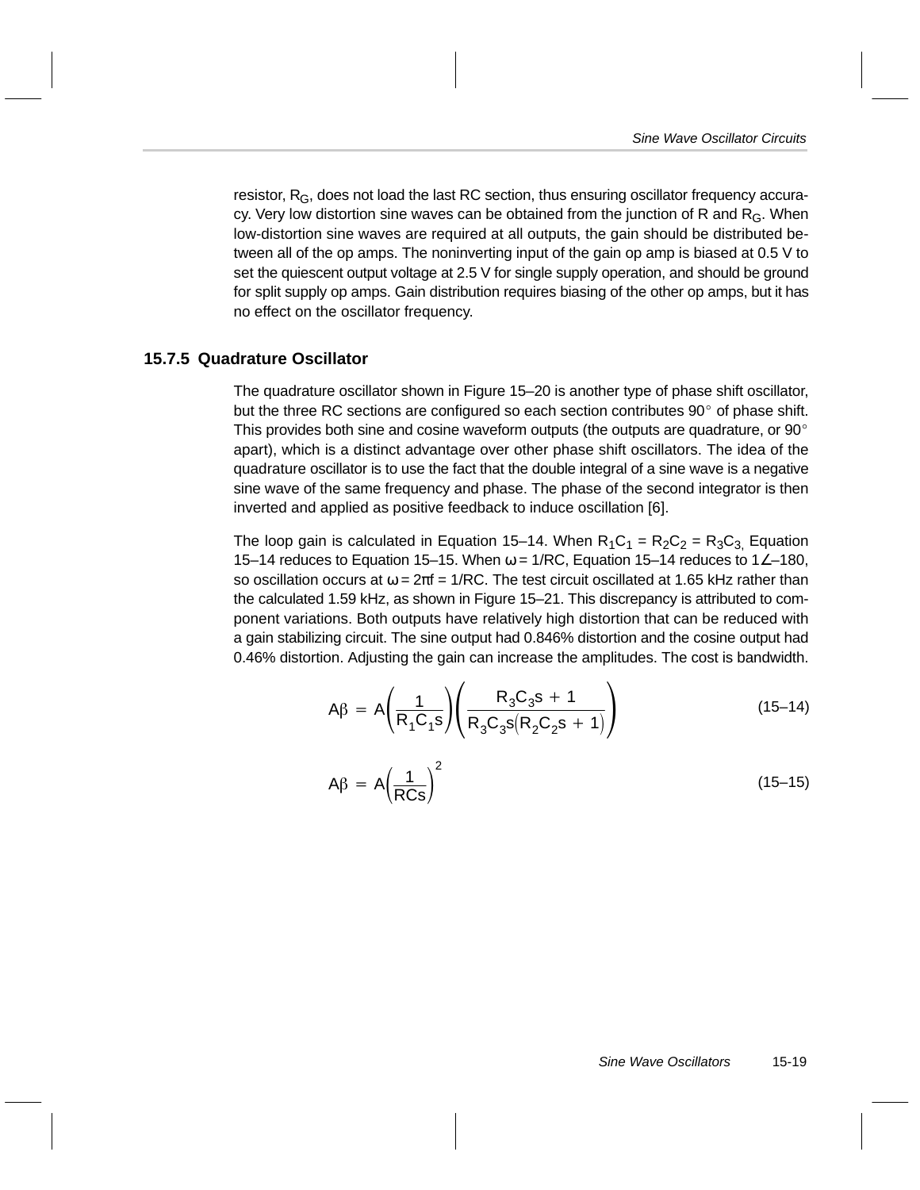resistor, $R_G$, does not load the last RC section, thus ensuring oscillator frequency accuracy. Very low distortion sine waves can be obtained from the junction of R and $R_G$. When low-distortion sine waves are required at all outputs, the gain should be distributed between all of the op amps. The noninverting input of the gain op amp is biased at 0.5 V to set the quiescent output voltage at 2.5 V for single supply operation, and should be ground for split supply op amps. Gain distribution requires biasing of the other op amps, but it has no effect on the oscillator frequency.

### 15.7.5 Quadrature Oscillator

The quadrature oscillator shown in Figure 15–20 is another type of phase shift oscillator, but the three RC sections are configured so each section contributes 90° of phase shift. This provides both sine and cosine waveform outputs (the outputs are quadrature, or 90° apart), which is a distinct advantage over other phase shift oscillators. The idea of the quadrature oscillator is to use the fact that the double integral of a sine wave is a negative sine wave of the same frequency and phase. The phase of the second integrator is then inverted and applied as positive feedback to induce oscillation [6].

The loop gain is calculated in Equation 15–14. When $R_1C_1 = R_2C_2 = R_3C_3$, Equation 15–14 reduces to Equation 15–15. When $\omega = 1/RC$, Equation 15–14 reduces to $1\angle{-180}$, so oscillation occurs at $\omega = 2\pi f = 1/RC$. The test circuit oscillated at 1.65 kHz rather than the calculated 1.59 kHz, as shown in Figure 15–21. This discrepancy is attributed to component variations. Both outputs have relatively high distortion that can be reduced with a gain stabilizing circuit. The sine output had 0.846% distortion and the cosine output had 0.46% distortion. Adjusting the gain can increase the amplitudes. The cost is bandwidth.

$$A\beta = A\left(\frac{1}{R_1C_1s}\right)\left(\frac{R_3C_3s + 1}{R_3C_3s\left(R_2C_2s + 1\right)}\right) \qquad (15\text{–}14)$$

$$A\beta = A\left(\frac{1}{RCs}\right)^2 \qquad (15\text{–}15)$$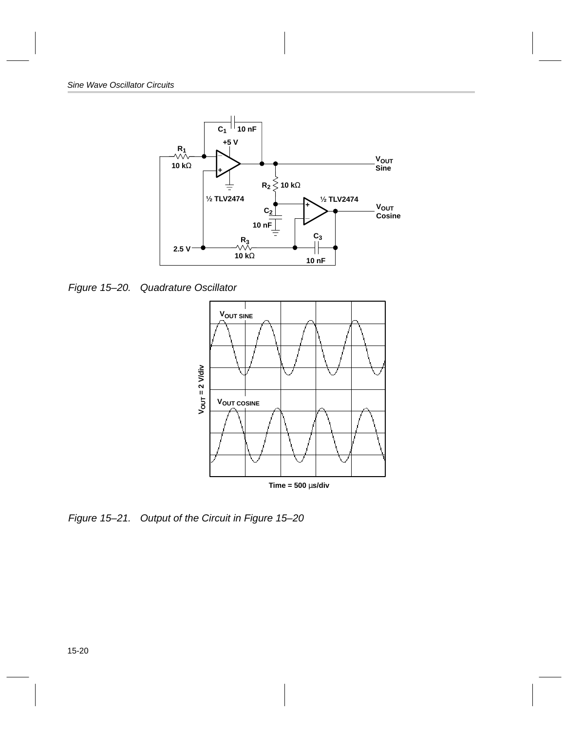Figure 15–20. Quadrature Oscillator

Figure 15–21. Output of the Circuit in Figure 15–20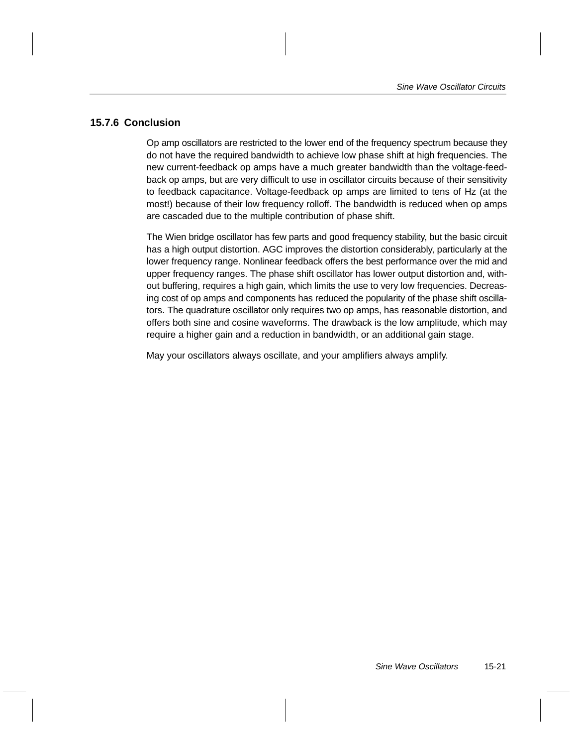### 15.7.6 Conclusion

Op amp oscillators are restricted to the lower end of the frequency spectrum because they do not have the required bandwidth to achieve low phase shift at high frequencies. The new current-feedback op amps have a much greater bandwidth than the voltage-feedback op amps, but are very difficult to use in oscillator circuits because of their sensitivity to feedback capacitance. Voltage-feedback op amps are limited to tens of Hz (at the most!) because of their low frequency rolloff. The bandwidth is reduced when op amps are cascaded due to the multiple contribution of phase shift.

The Wien bridge oscillator has few parts and good frequency stability, but the basic circuit has a high output distortion. AGC improves the distortion considerably, particularly at the lower frequency range. Nonlinear feedback offers the best performance over the mid and upper frequency ranges. The phase shift oscillator has lower output distortion and, without buffering, requires a high gain, which limits the use to very low frequencies. Decreasing cost of op amps and components has reduced the popularity of the phase shift oscillators. The quadrature oscillator only requires two op amps, has reasonable distortion, and offers both sine and cosine waveforms. The drawback is the low amplitude, which may require a higher gain and a reduction in bandwidth, or an additional gain stage.

May your oscillators always oscillate, and your amplifiers always amplify.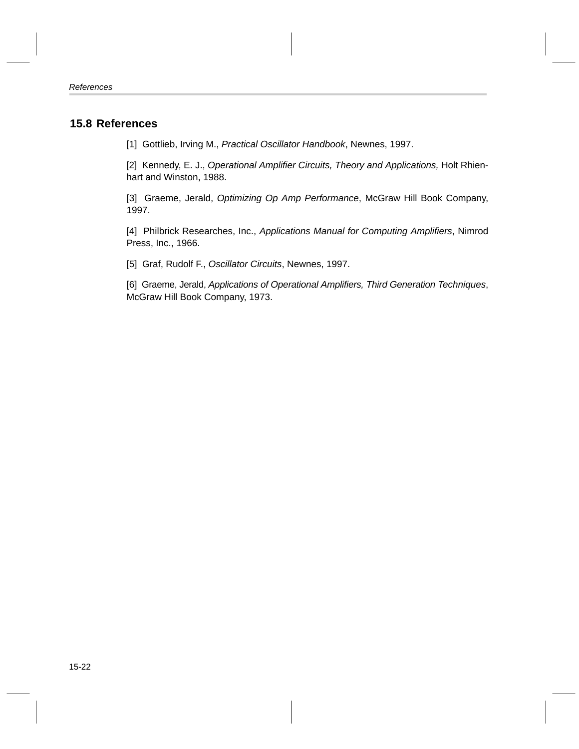## 15.8 References

[1] Gottlieb, Irving M., *Practical Oscillator Handbook*, Newnes, 1997.

[2] Kennedy, E. J., *Operational Amplifier Circuits, Theory and Applications,* Holt Rhienhart and Winston, 1988.

[3] Graeme, Jerald, *Optimizing Op Amp Performance*, McGraw Hill Book Company, 1997.

[4] Philbrick Researches, Inc., *Applications Manual for Computing Amplifiers*, Nimrod Press, Inc., 1966.

[5] Graf, Rudolf F., *Oscillator Circuits*, Newnes, 1997.

[6] Graeme, Jerald, *Applications of Operational Amplifiers, Third Generation Techniques*, McGraw Hill Book Company, 1973.